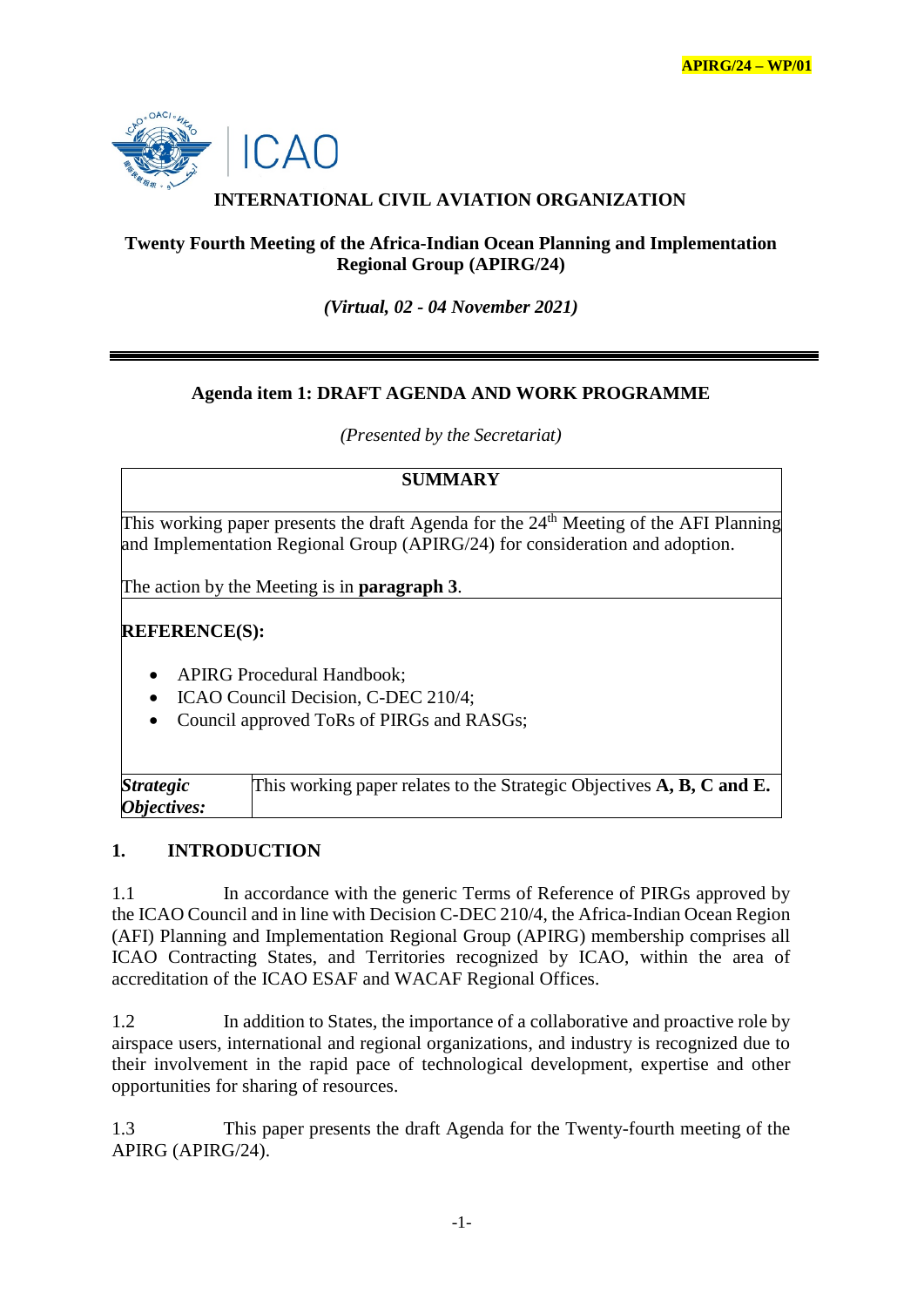APIRG/24 – WP/01

# INTERNATIONAL CIVIL AVIATION ORGANIZATION

## Twenty Fourth Meeting of the Africa-Indian Ocean Planning and Implementation Regional Group (APIRG/24)

*(Virtual, 02 - 04 November 2021)*

---

### Agenda item 1: DRAFT AGENDA AND WORK PROGRAMME

*(Presented by the Secretariat)*

| SUMMARY | |
|---|---|
| This working paper presents the draft Agenda for the 24th Meeting of the AFI Planning and Implementation Regional Group (APIRG/24) for consideration and adoption.<br><br>The action by the Meeting is in **paragraph 3**. | |
| **REFERENCE(S):**<br>• APIRG Procedural Handbook;<br>• ICAO Council Decision, C-DEC 210/4;<br>• Council approved ToRs of PIRGs and RASGs; | |
| ***Strategic Objectives:*** | This working paper relates to the Strategic Objectives **A, B, C and E.** |

## 1. INTRODUCTION

1.1 In accordance with the generic Terms of Reference of PIRGs approved by the ICAO Council and in line with Decision C-DEC 210/4, the Africa-Indian Ocean Region (AFI) Planning and Implementation Regional Group (APIRG) membership comprises all ICAO Contracting States, and Territories recognized by ICAO, within the area of accreditation of the ICAO ESAF and WACAF Regional Offices.

1.2 In addition to States, the importance of a collaborative and proactive role by airspace users, international and regional organizations, and industry is recognized due to their involvement in the rapid pace of technological development, expertise and other opportunities for sharing of resources.

1.3 This paper presents the draft Agenda for the Twenty-fourth meeting of the APIRG (APIRG/24).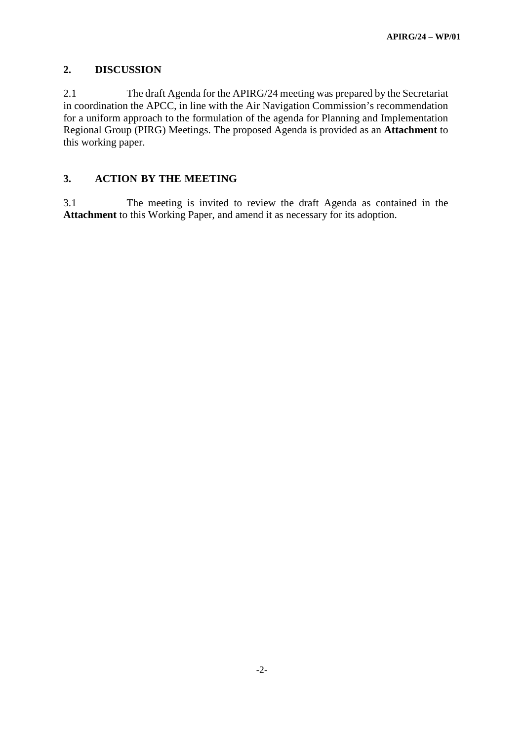## 2. DISCUSSION

2.1 The draft Agenda for the APIRG/24 meeting was prepared by the Secretariat in coordination the APCC, in line with the Air Navigation Commission's recommendation for a uniform approach to the formulation of the agenda for Planning and Implementation Regional Group (PIRG) Meetings. The proposed Agenda is provided as an **Attachment** to this working paper.

## 3. ACTION BY THE MEETING

3.1 The meeting is invited to review the draft Agenda as contained in the **Attachment** to this Working Paper, and amend it as necessary for its adoption.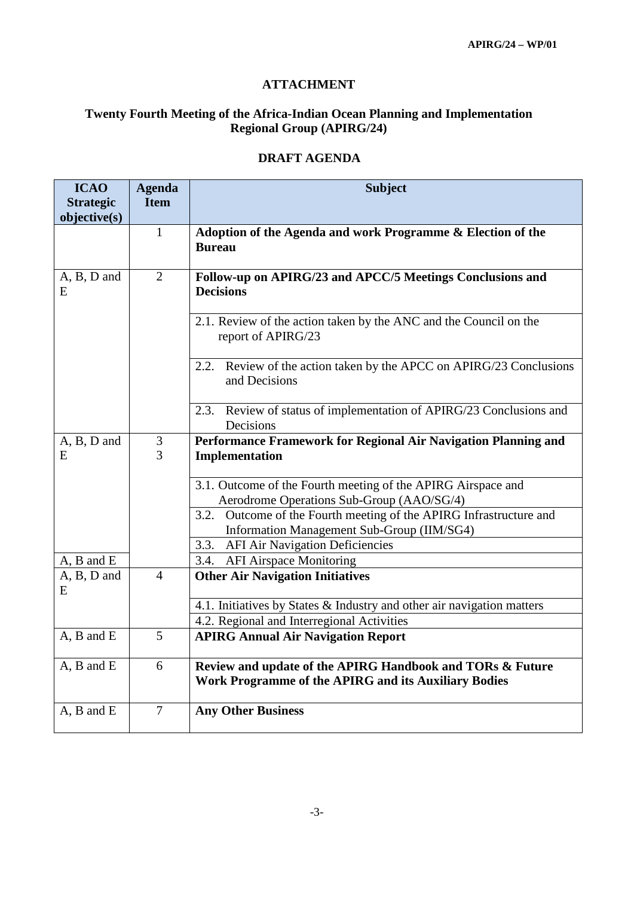**ATTACHMENT**

**Twenty Fourth Meeting of the Africa-Indian Ocean Planning and Implementation Regional Group (APIRG/24)**

**DRAFT AGENDA**

| ICAO Strategic objective(s) | Agenda Item | Subject |
|---|---|---|
| | 1 | **Adoption of the Agenda and work Programme & Election of the Bureau** |
| A, B, D and E | 2 | **Follow-up on APIRG/23 and APCC/5 Meetings Conclusions and Decisions** |
| | | 2.1. Review of the action taken by the ANC and the Council on the report of APIRG/23 |
| | | 2.2. Review of the action taken by the APCC on APIRG/23 Conclusions and Decisions |
| | | 2.3. Review of status of implementation of APIRG/23 Conclusions and Decisions |
| A, B, D and E | 3<br>3 | **Performance Framework for Regional Air Navigation Planning and Implementation** |
| | | 3.1. Outcome of the Fourth meeting of the APIRG Airspace and Aerodrome Operations Sub-Group (AAO/SG/4) |
| | | 3.2. Outcome of the Fourth meeting of the APIRG Infrastructure and Information Management Sub-Group (IIM/SG4) |
| | | 3.3. AFI Air Navigation Deficiencies |
| A, B and E | | 3.4. AFI Airspace Monitoring |
| A, B, D and E | 4 | **Other Air Navigation Initiatives** |
| | | 4.1. Initiatives by States & Industry and other air navigation matters |
| | | 4.2. Regional and Interregional Activities |
| A, B and E | 5 | **APIRG Annual Air Navigation Report** |
| A, B and E | 6 | **Review and update of the APIRG Handbook and TORs & Future Work Programme of the APIRG and its Auxiliary Bodies** |
| A, B and E | 7 | **Any Other Business** |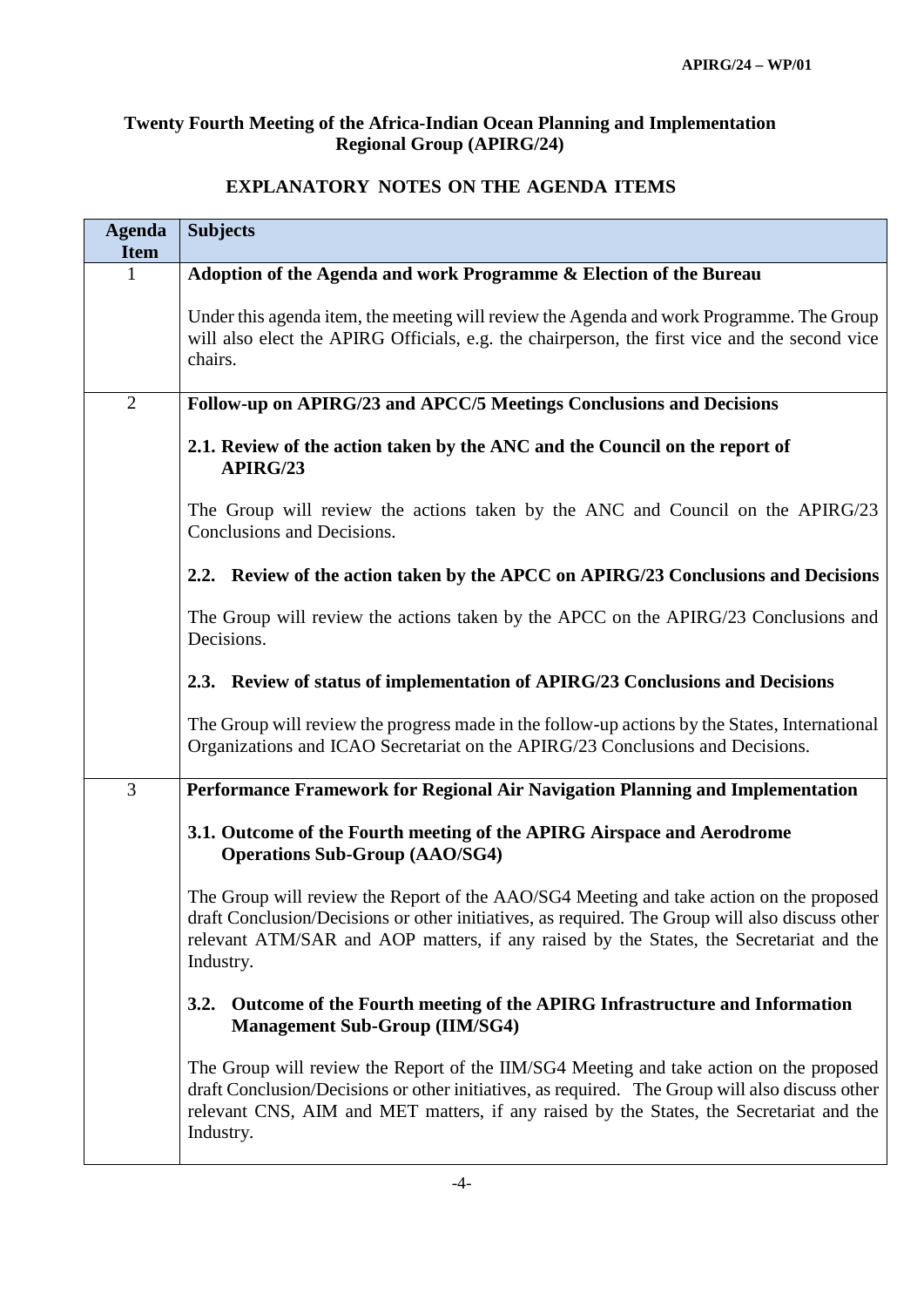**Twenty Fourth Meeting of the Africa-Indian Ocean Planning and Implementation Regional Group (APIRG/24)**

**EXPLANATORY NOTES ON THE AGENDA ITEMS**

| Agenda Item | Subjects |
|---|---|
| 1 | **Adoption of the Agenda and work Programme & Election of the Bureau**<br><br>Under this agenda item, the meeting will review the Agenda and work Programme. The Group will also elect the APIRG Officials, e.g. the chairperson, the first vice and the second vice chairs. |
| 2 | **Follow-up on APIRG/23 and APCC/5 Meetings Conclusions and Decisions**<br><br>**2.1. Review of the action taken by the ANC and the Council on the report of APIRG/23**<br><br>The Group will review the actions taken by the ANC and Council on the APIRG/23 Conclusions and Decisions.<br><br>**2.2. Review of the action taken by the APCC on APIRG/23 Conclusions and Decisions**<br><br>The Group will review the actions taken by the APCC on the APIRG/23 Conclusions and Decisions.<br><br>**2.3. Review of status of implementation of APIRG/23 Conclusions and Decisions**<br><br>The Group will review the progress made in the follow-up actions by the States, International Organizations and ICAO Secretariat on the APIRG/23 Conclusions and Decisions. |
| 3 | **Performance Framework for Regional Air Navigation Planning and Implementation**<br><br>**3.1. Outcome of the Fourth meeting of the APIRG Airspace and Aerodrome Operations Sub-Group (AAO/SG4)**<br><br>The Group will review the Report of the AAO/SG4 Meeting and take action on the proposed draft Conclusion/Decisions or other initiatives, as required. The Group will also discuss other relevant ATM/SAR and AOP matters, if any raised by the States, the Secretariat and the Industry.<br><br>**3.2. Outcome of the Fourth meeting of the APIRG Infrastructure and Information Management Sub-Group (IIM/SG4)**<br><br>The Group will review the Report of the IIM/SG4 Meeting and take action on the proposed draft Conclusion/Decisions or other initiatives, as required. The Group will also discuss other relevant CNS, AIM and MET matters, if any raised by the States, the Secretariat and the Industry. |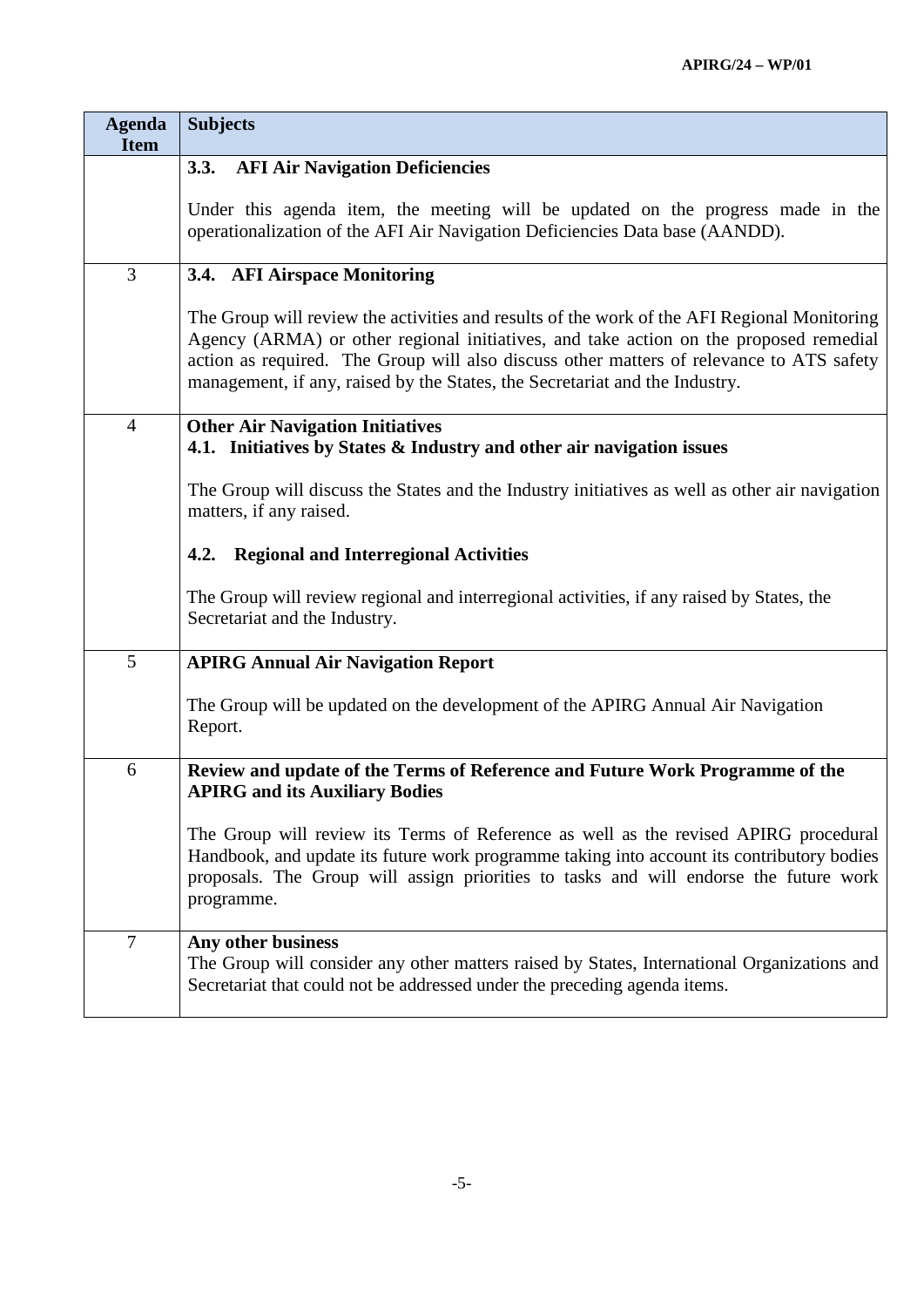| Agenda Item | Subjects |
|---|---|
| | **3.3. AFI Air Navigation Deficiencies**<br><br>Under this agenda item, the meeting will be updated on the progress made in the operationalization of the AFI Air Navigation Deficiencies Data base (AANDD). |
| 3 | **3.4. AFI Airspace Monitoring**<br><br>The Group will review the activities and results of the work of the AFI Regional Monitoring Agency (ARMA) or other regional initiatives, and take action on the proposed remedial action as required. The Group will also discuss other matters of relevance to ATS safety management, if any, raised by the States, the Secretariat and the Industry. |
| 4 | **Other Air Navigation Initiatives**<br>**4.1. Initiatives by States & Industry and other air navigation issues**<br><br>The Group will discuss the States and the Industry initiatives as well as other air navigation matters, if any raised.<br><br>**4.2. Regional and Interregional Activities**<br><br>The Group will review regional and interregional activities, if any raised by States, the Secretariat and the Industry. |
| 5 | **APIRG Annual Air Navigation Report**<br><br>The Group will be updated on the development of the APIRG Annual Air Navigation Report. |
| 6 | **Review and update of the Terms of Reference and Future Work Programme of the APIRG and its Auxiliary Bodies**<br><br>The Group will review its Terms of Reference as well as the revised APIRG procedural Handbook, and update its future work programme taking into account its contributory bodies proposals. The Group will assign priorities to tasks and will endorse the future work programme. |
| 7 | **Any other business**<br>The Group will consider any other matters raised by States, International Organizations and Secretariat that could not be addressed under the preceding agenda items. |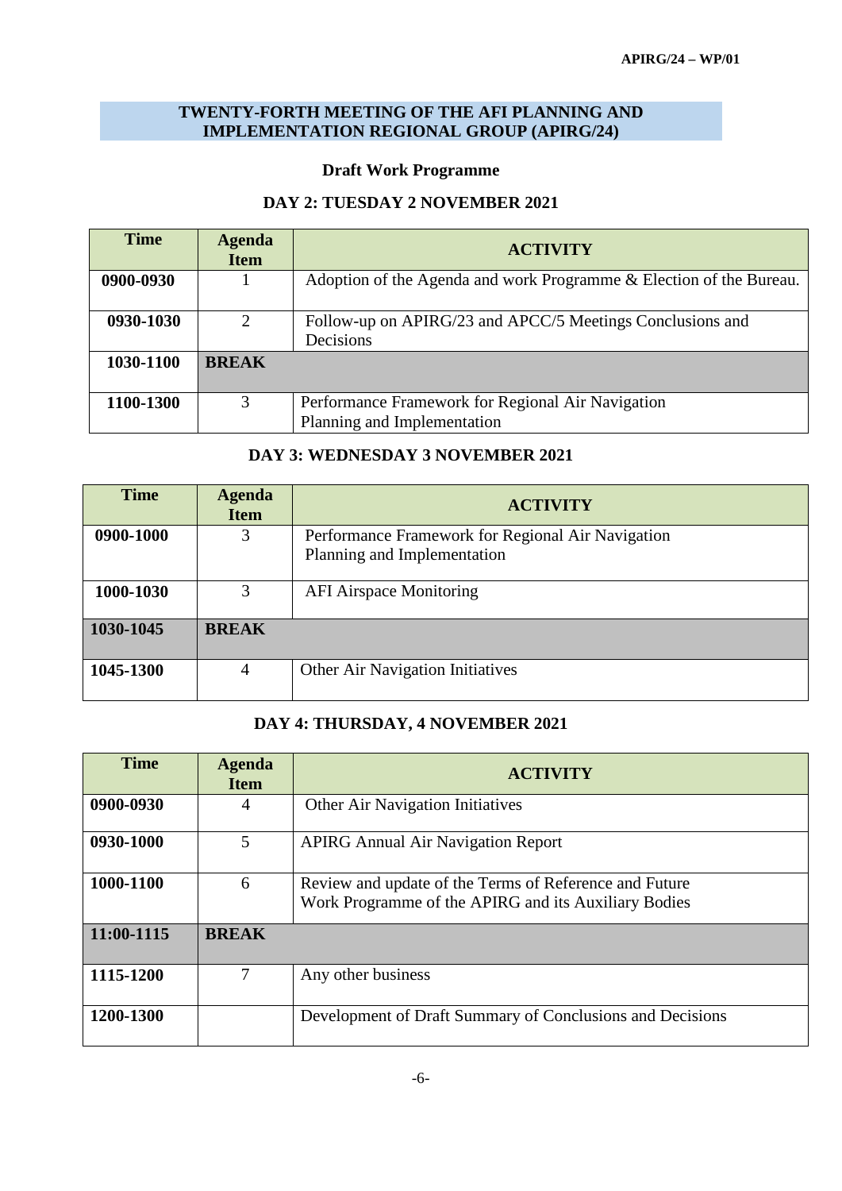**TWENTY-FORTH MEETING OF THE AFI PLANNING AND IMPLEMENTATION REGIONAL GROUP (APIRG/24)**

**Draft Work Programme**

**DAY 2: TUESDAY 2 NOVEMBER 2021**

| Time | Agenda Item | ACTIVITY |
|---|---|---|
| **0900-0930** | 1 | Adoption of the Agenda and work Programme & Election of the Bureau. |
| **0930-1030** | 2 | Follow-up on APIRG/23 and APCC/5 Meetings Conclusions and Decisions |
| **1030-1100** | **BREAK** | |
| **1100-1300** | 3 | Performance Framework for Regional Air Navigation Planning and Implementation |

**DAY 3: WEDNESDAY 3 NOVEMBER 2021**

| Time | Agenda Item | ACTIVITY |
|---|---|---|
| **0900-1000** | 3 | Performance Framework for Regional Air Navigation Planning and Implementation |
| **1000-1030** | 3 | AFI Airspace Monitoring |
| **1030-1045** | **BREAK** | |
| **1045-1300** | 4 | Other Air Navigation Initiatives |

**DAY 4: THURSDAY, 4 NOVEMBER 2021**

| Time | Agenda Item | ACTIVITY |
|---|---|---|
| **0900-0930** | 4 | Other Air Navigation Initiatives |
| **0930-1000** | 5 | APIRG Annual Air Navigation Report |
| **1000-1100** | 6 | Review and update of the Terms of Reference and Future Work Programme of the APIRG and its Auxiliary Bodies |
| **11:00-1115** | **BREAK** | |
| **1115-1200** | 7 | Any other business |
| **1200-1300** | | Development of Draft Summary of Conclusions and Decisions |